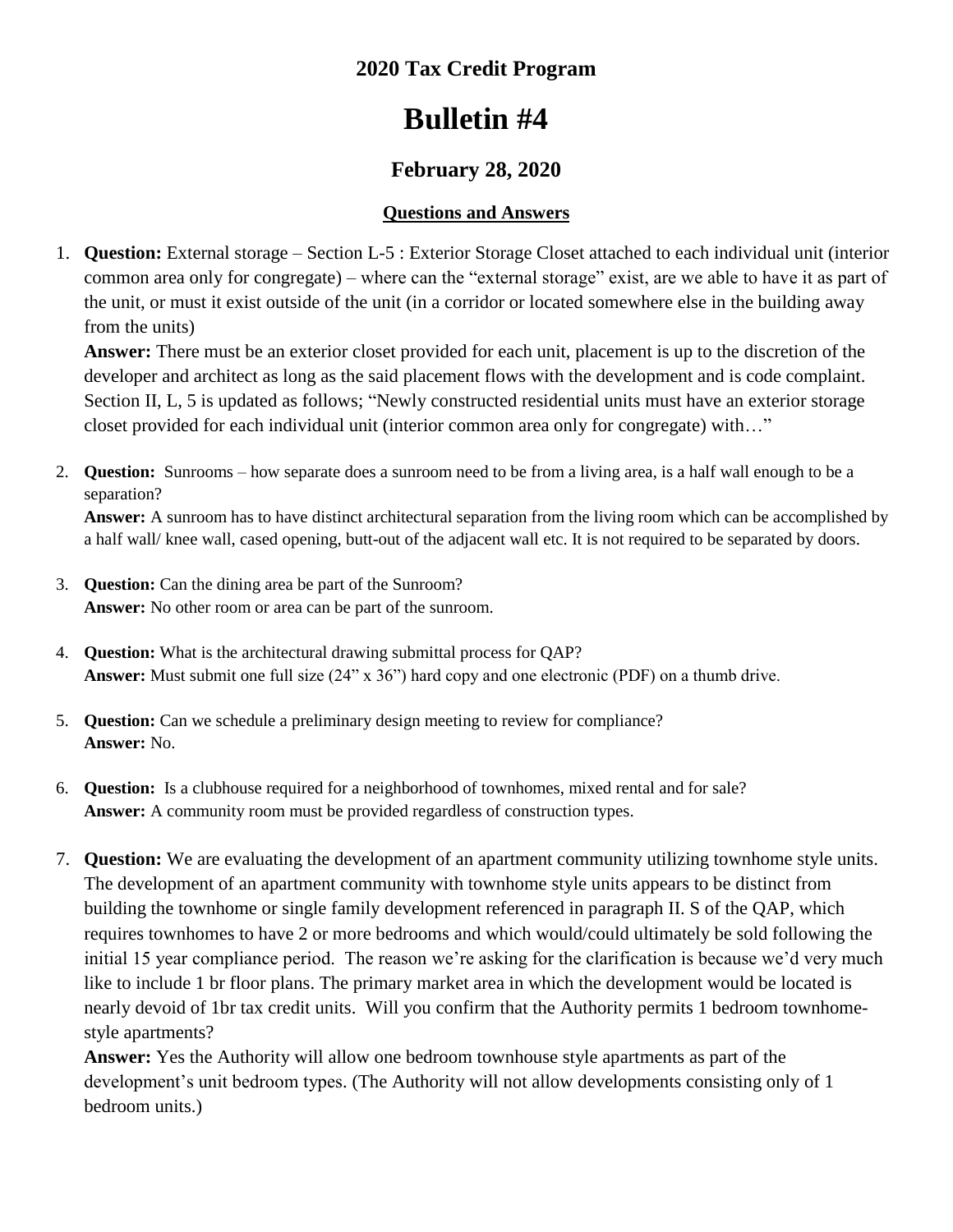## 2020 Tax Credit Program

# Bulletin #4

### February 28, 2020

**Questions and Answers**

1. **Question:** External storage – Section L-5 : Exterior Storage Closet attached to each individual unit (interior common area only for congregate) – where can the "external storage" exist, are we able to have it as part of the unit, or must it exist outside of the unit (in a corridor or located somewhere else in the building away from the units)
   **Answer:** There must be an exterior closet provided for each unit, placement is up to the discretion of the developer and architect as long as the said placement flows with the development and is code complaint. Section II, L, 5 is updated as follows; "Newly constructed residential units must have an exterior storage closet provided for each individual unit (interior common area only for congregate) with…"

2. **Question:** Sunrooms – how separate does a sunroom need to be from a living area, is a half wall enough to be a separation?
   **Answer:** A sunroom has to have distinct architectural separation from the living room which can be accomplished by a half wall/ knee wall, cased opening, butt-out of the adjacent wall etc. It is not required to be separated by doors.

3. **Question:** Can the dining area be part of the Sunroom?
   **Answer:** No other room or area can be part of the sunroom.

4. **Question:** What is the architectural drawing submittal process for QAP?
   **Answer:** Must submit one full size (24" x 36") hard copy and one electronic (PDF) on a thumb drive.

5. **Question:** Can we schedule a preliminary design meeting to review for compliance?
   **Answer:** No.

6. **Question:** Is a clubhouse required for a neighborhood of townhomes, mixed rental and for sale?
   **Answer:** A community room must be provided regardless of construction types.

7. **Question:** We are evaluating the development of an apartment community utilizing townhome style units. The development of an apartment community with townhome style units appears to be distinct from building the townhome or single family development referenced in paragraph II. S of the QAP, which requires townhomes to have 2 or more bedrooms and which would/could ultimately be sold following the initial 15 year compliance period. The reason we're asking for the clarification is because we'd very much like to include 1 br floor plans. The primary market area in which the development would be located is nearly devoid of 1br tax credit units. Will you confirm that the Authority permits 1 bedroom townhome-style apartments?
   **Answer:** Yes the Authority will allow one bedroom townhouse style apartments as part of the development's unit bedroom types. (The Authority will not allow developments consisting only of 1 bedroom units.)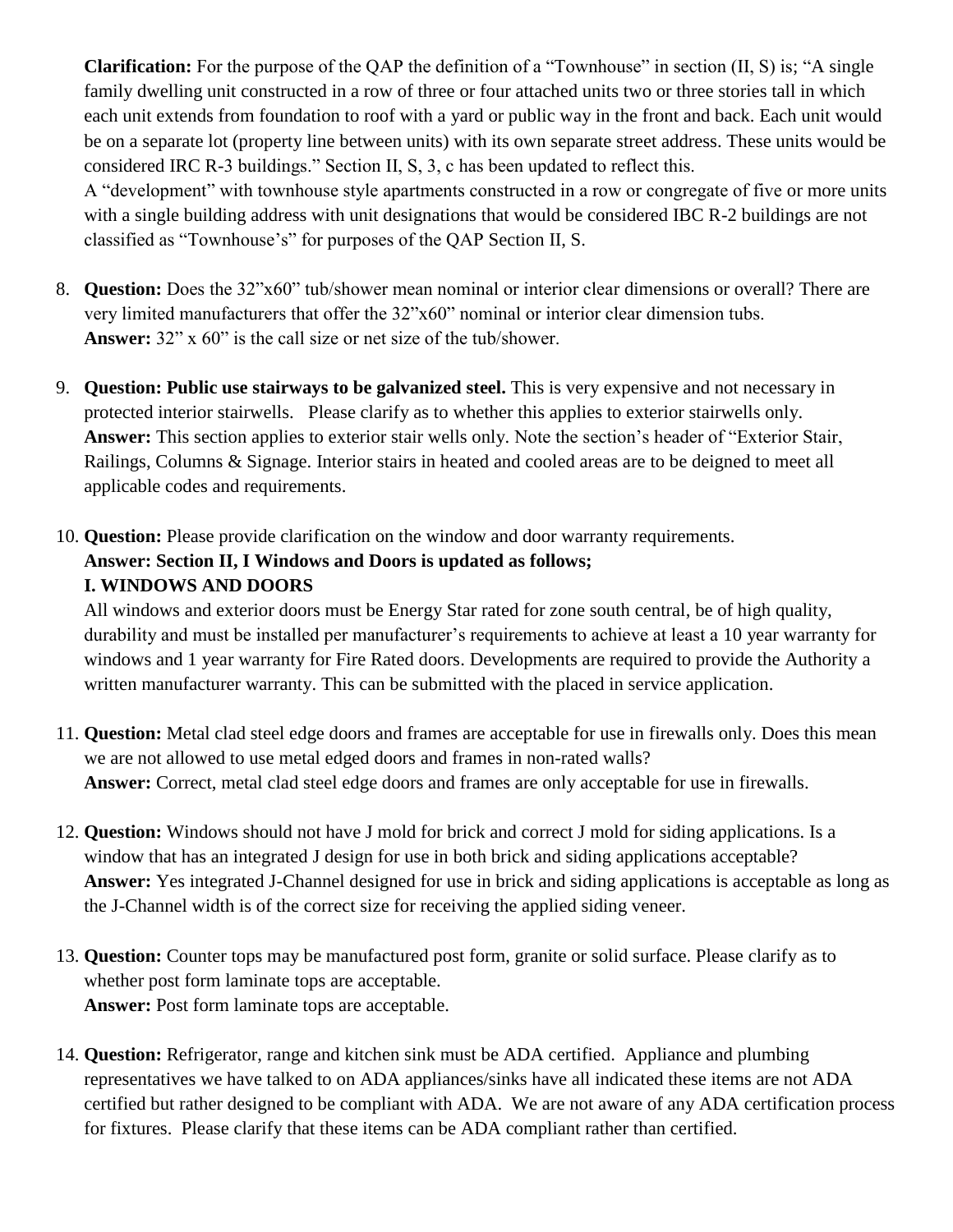**Clarification:** For the purpose of the QAP the definition of a "Townhouse" in section (II, S) is; "A single family dwelling unit constructed in a row of three or four attached units two or three stories tall in which each unit extends from foundation to roof with a yard or public way in the front and back. Each unit would be on a separate lot (property line between units) with its own separate street address. These units would be considered IRC R-3 buildings." Section II, S, 3, c has been updated to reflect this.

A "development" with townhouse style apartments constructed in a row or congregate of five or more units with a single building address with unit designations that would be considered IBC R-2 buildings are not classified as "Townhouse's" for purposes of the QAP Section II, S.

8. **Question:** Does the 32"x60" tub/shower mean nominal or interior clear dimensions or overall? There are very limited manufacturers that offer the 32"x60" nominal or interior clear dimension tubs.
   **Answer:** 32" x 60" is the call size or net size of the tub/shower.

9. **Question: Public use stairways to be galvanized steel.** This is very expensive and not necessary in protected interior stairwells. Please clarify as to whether this applies to exterior stairwells only.
   **Answer:** This section applies to exterior stair wells only. Note the section's header of "Exterior Stair, Railings, Columns & Signage. Interior stairs in heated and cooled areas are to be deigned to meet all applicable codes and requirements.

10. **Question:** Please provide clarification on the window and door warranty requirements.
    **Answer: Section II, I Windows and Doors is updated as follows;**
    **I. WINDOWS AND DOORS**
    All windows and exterior doors must be Energy Star rated for zone south central, be of high quality, durability and must be installed per manufacturer's requirements to achieve at least a 10 year warranty for windows and 1 year warranty for Fire Rated doors. Developments are required to provide the Authority a written manufacturer warranty. This can be submitted with the placed in service application.

11. **Question:** Metal clad steel edge doors and frames are acceptable for use in firewalls only. Does this mean we are not allowed to use metal edged doors and frames in non-rated walls?
    **Answer:** Correct, metal clad steel edge doors and frames are only acceptable for use in firewalls.

12. **Question:** Windows should not have J mold for brick and correct J mold for siding applications. Is a window that has an integrated J design for use in both brick and siding applications acceptable?
    **Answer:** Yes integrated J-Channel designed for use in brick and siding applications is acceptable as long as the J-Channel width is of the correct size for receiving the applied siding veneer.

13. **Question:** Counter tops may be manufactured post form, granite or solid surface. Please clarify as to whether post form laminate tops are acceptable.
    **Answer:** Post form laminate tops are acceptable.

14. **Question:** Refrigerator, range and kitchen sink must be ADA certified. Appliance and plumbing representatives we have talked to on ADA appliances/sinks have all indicated these items are not ADA certified but rather designed to be compliant with ADA. We are not aware of any ADA certification process for fixtures. Please clarify that these items can be ADA compliant rather than certified.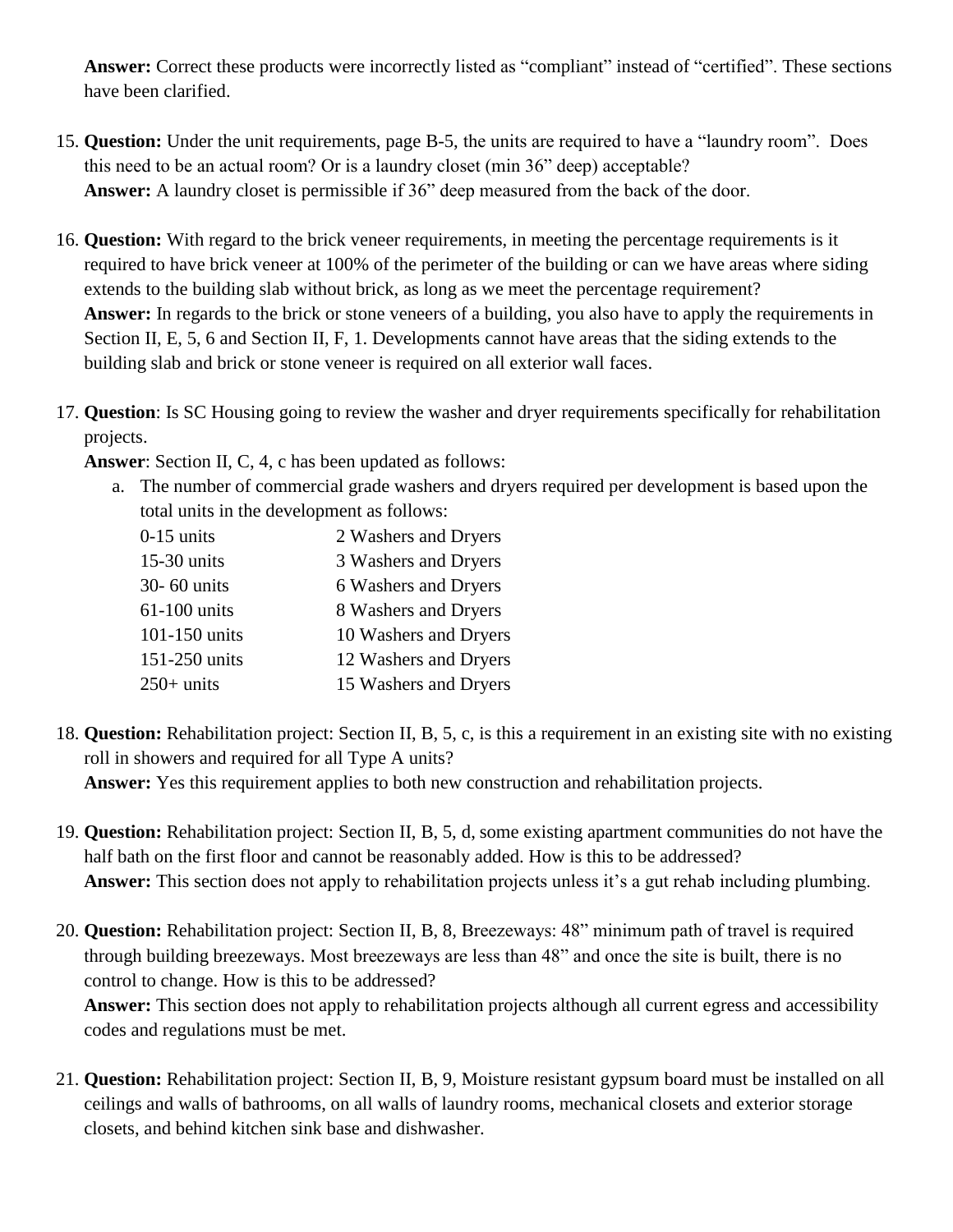**Answer:** Correct these products were incorrectly listed as "compliant" instead of "certified". These sections have been clarified.

15. **Question:** Under the unit requirements, page B-5, the units are required to have a "laundry room". Does this need to be an actual room? Or is a laundry closet (min 36" deep) acceptable?
    **Answer:** A laundry closet is permissible if 36" deep measured from the back of the door.

16. **Question:** With regard to the brick veneer requirements, in meeting the percentage requirements is it required to have brick veneer at 100% of the perimeter of the building or can we have areas where siding extends to the building slab without brick, as long as we meet the percentage requirement?
    **Answer:** In regards to the brick or stone veneers of a building, you also have to apply the requirements in Section II, E, 5, 6 and Section II, F, 1. Developments cannot have areas that the siding extends to the building slab and brick or stone veneer is required on all exterior wall faces.

17. **Question**: Is SC Housing going to review the washer and dryer requirements specifically for rehabilitation projects.
    **Answer**: Section II, C, 4, c has been updated as follows:
    a. The number of commercial grade washers and dryers required per development is based upon the total units in the development as follows:

| | |
|---|---|
| 0-15 units | 2 Washers and Dryers |
| 15-30 units | 3 Washers and Dryers |
| 30- 60 units | 6 Washers and Dryers |
| 61-100 units | 8 Washers and Dryers |
| 101-150 units | 10 Washers and Dryers |
| 151-250 units | 12 Washers and Dryers |
| 250+ units | 15 Washers and Dryers |

18. **Question:** Rehabilitation project: Section II, B, 5, c, is this a requirement in an existing site with no existing roll in showers and required for all Type A units?
    **Answer:** Yes this requirement applies to both new construction and rehabilitation projects.

19. **Question:** Rehabilitation project: Section II, B, 5, d, some existing apartment communities do not have the half bath on the first floor and cannot be reasonably added. How is this to be addressed?
    **Answer:** This section does not apply to rehabilitation projects unless it's a gut rehab including plumbing.

20. **Question:** Rehabilitation project: Section II, B, 8, Breezeways: 48" minimum path of travel is required through building breezeways. Most breezeways are less than 48" and once the site is built, there is no control to change. How is this to be addressed?
    **Answer:** This section does not apply to rehabilitation projects although all current egress and accessibility codes and regulations must be met.

21. **Question:** Rehabilitation project: Section II, B, 9, Moisture resistant gypsum board must be installed on all ceilings and walls of bathrooms, on all walls of laundry rooms, mechanical closets and exterior storage closets, and behind kitchen sink base and dishwasher.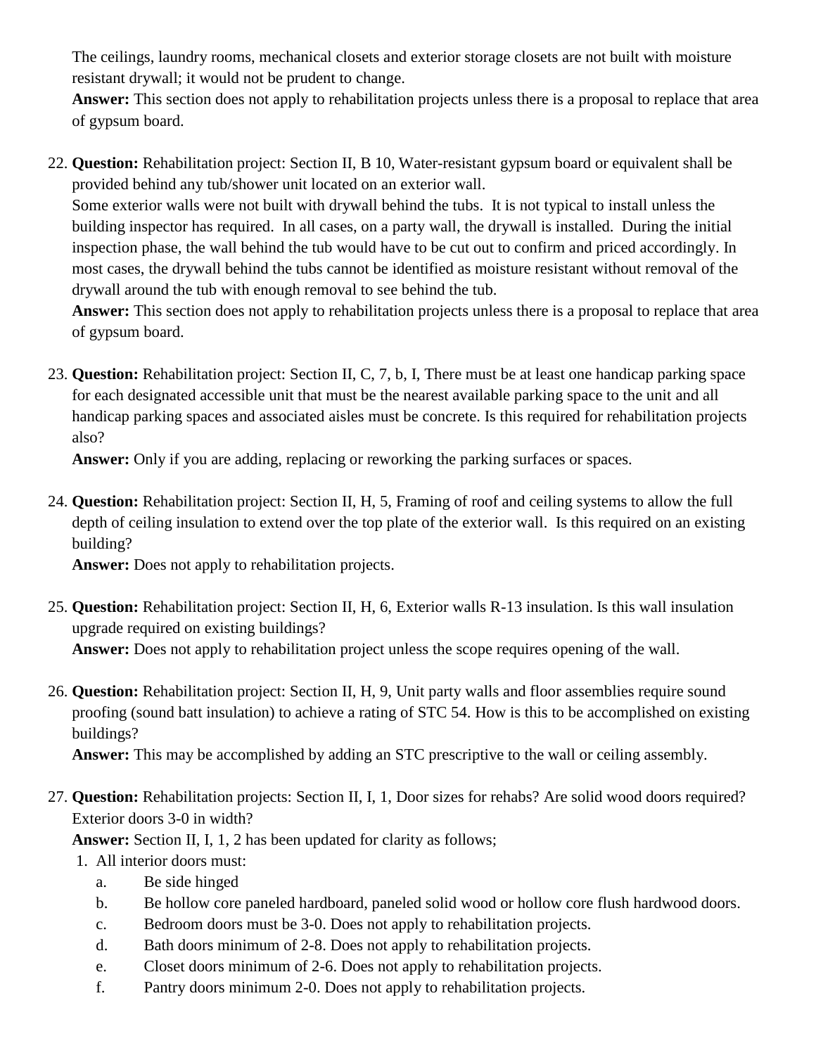The ceilings, laundry rooms, mechanical closets and exterior storage closets are not built with moisture resistant drywall; it would not be prudent to change.
**Answer:** This section does not apply to rehabilitation projects unless there is a proposal to replace that area of gypsum board.

22. **Question:** Rehabilitation project: Section II, B 10, Water-resistant gypsum board or equivalent shall be provided behind any tub/shower unit located on an exterior wall.
Some exterior walls were not built with drywall behind the tubs. It is not typical to install unless the building inspector has required. In all cases, on a party wall, the drywall is installed. During the initial inspection phase, the wall behind the tub would have to be cut out to confirm and priced accordingly. In most cases, the drywall behind the tubs cannot be identified as moisture resistant without removal of the drywall around the tub with enough removal to see behind the tub.
**Answer:** This section does not apply to rehabilitation projects unless there is a proposal to replace that area of gypsum board.

23. **Question:** Rehabilitation project: Section II, C, 7, b, I, There must be at least one handicap parking space for each designated accessible unit that must be the nearest available parking space to the unit and all handicap parking spaces and associated aisles must be concrete. Is this required for rehabilitation projects also?
**Answer:** Only if you are adding, replacing or reworking the parking surfaces or spaces.

24. **Question:** Rehabilitation project: Section II, H, 5, Framing of roof and ceiling systems to allow the full depth of ceiling insulation to extend over the top plate of the exterior wall. Is this required on an existing building?
**Answer:** Does not apply to rehabilitation projects.

25. **Question:** Rehabilitation project: Section II, H, 6, Exterior walls R-13 insulation. Is this wall insulation upgrade required on existing buildings?
**Answer:** Does not apply to rehabilitation project unless the scope requires opening of the wall.

26. **Question:** Rehabilitation project: Section II, H, 9, Unit party walls and floor assemblies require sound proofing (sound batt insulation) to achieve a rating of STC 54. How is this to be accomplished on existing buildings?
**Answer:** This may be accomplished by adding an STC prescriptive to the wall or ceiling assembly.

27. **Question:** Rehabilitation projects: Section II, I, 1, Door sizes for rehabs? Are solid wood doors required? Exterior doors 3-0 in width?
**Answer:** Section II, I, 1, 2 has been updated for clarity as follows;
    1. All interior doors must:
        a. Be side hinged
        b. Be hollow core paneled hardboard, paneled solid wood or hollow core flush hardwood doors.
        c. Bedroom doors must be 3-0. Does not apply to rehabilitation projects.
        d. Bath doors minimum of 2-8. Does not apply to rehabilitation projects.
        e. Closet doors minimum of 2-6. Does not apply to rehabilitation projects.
        f. Pantry doors minimum 2-0. Does not apply to rehabilitation projects.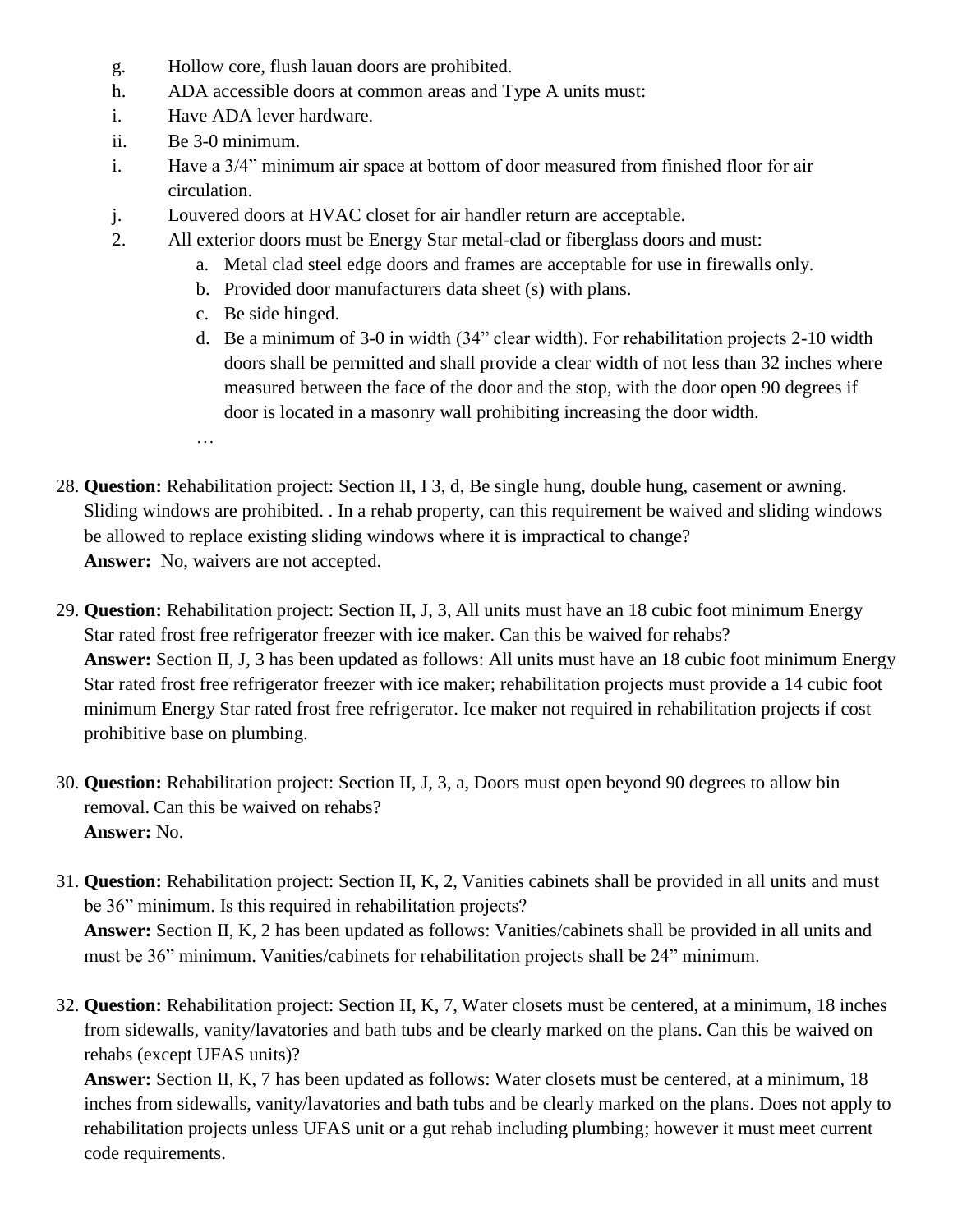g. Hollow core, flush lauan doors are prohibited.
h. ADA accessible doors at common areas and Type A units must:
i. Have ADA lever hardware.
ii. Be 3-0 minimum.
i. Have a 3/4" minimum air space at bottom of door measured from finished floor for air circulation.
j. Louvered doors at HVAC closet for air handler return are acceptable.
2. All exterior doors must be Energy Star metal-clad or fiberglass doors and must:
    a. Metal clad steel edge doors and frames are acceptable for use in firewalls only.
    b. Provided door manufacturers data sheet (s) with plans.
    c. Be side hinged.
    d. Be a minimum of 3-0 in width (34" clear width). For rehabilitation projects 2-10 width doors shall be permitted and shall provide a clear width of not less than 32 inches where measured between the face of the door and the stop, with the door open 90 degrees if door is located in a masonry wall prohibiting increasing the door width.

    …

28. **Question:** Rehabilitation project: Section II, I 3, d, Be single hung, double hung, casement or awning. Sliding windows are prohibited. . In a rehab property, can this requirement be waived and sliding windows be allowed to replace existing sliding windows where it is impractical to change?
    **Answer:** No, waivers are not accepted.

29. **Question:** Rehabilitation project: Section II, J, 3, All units must have an 18 cubic foot minimum Energy Star rated frost free refrigerator freezer with ice maker. Can this be waived for rehabs?
    **Answer:** Section II, J, 3 has been updated as follows: All units must have an 18 cubic foot minimum Energy Star rated frost free refrigerator freezer with ice maker; rehabilitation projects must provide a 14 cubic foot minimum Energy Star rated frost free refrigerator. Ice maker not required in rehabilitation projects if cost prohibitive base on plumbing.

30. **Question:** Rehabilitation project: Section II, J, 3, a, Doors must open beyond 90 degrees to allow bin removal. Can this be waived on rehabs?
    **Answer:** No.

31. **Question:** Rehabilitation project: Section II, K, 2, Vanities cabinets shall be provided in all units and must be 36" minimum. Is this required in rehabilitation projects?
    **Answer:** Section II, K, 2 has been updated as follows: Vanities/cabinets shall be provided in all units and must be 36" minimum. Vanities/cabinets for rehabilitation projects shall be 24" minimum.

32. **Question:** Rehabilitation project: Section II, K, 7, Water closets must be centered, at a minimum, 18 inches from sidewalls, vanity/lavatories and bath tubs and be clearly marked on the plans. Can this be waived on rehabs (except UFAS units)?
    **Answer:** Section II, K, 7 has been updated as follows: Water closets must be centered, at a minimum, 18 inches from sidewalls, vanity/lavatories and bath tubs and be clearly marked on the plans. Does not apply to rehabilitation projects unless UFAS unit or a gut rehab including plumbing; however it must meet current code requirements.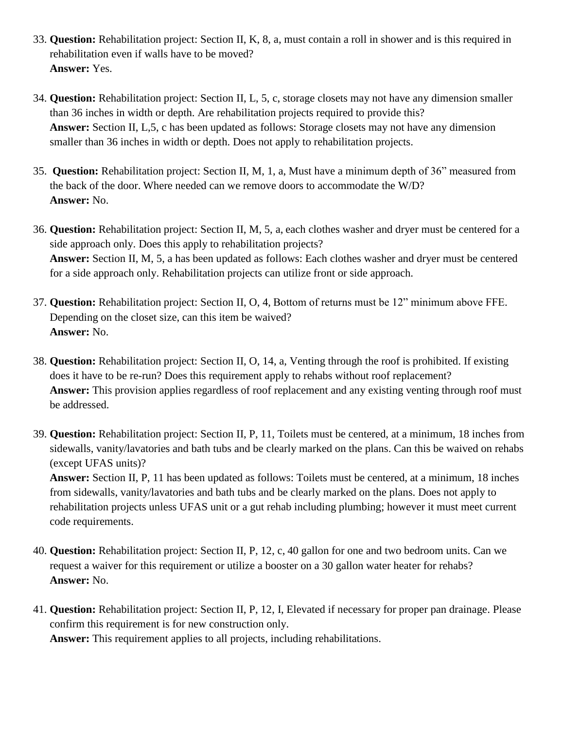33. **Question:** Rehabilitation project: Section II, K, 8, a, must contain a roll in shower and is this required in rehabilitation even if walls have to be moved?
    **Answer:** Yes.

34. **Question:** Rehabilitation project: Section II, L, 5, c, storage closets may not have any dimension smaller than 36 inches in width or depth. Are rehabilitation projects required to provide this?
    **Answer:** Section II, L,5, c has been updated as follows: Storage closets may not have any dimension smaller than 36 inches in width or depth. Does not apply to rehabilitation projects.

35. **Question:** Rehabilitation project: Section II, M, 1, a, Must have a minimum depth of 36" measured from the back of the door. Where needed can we remove doors to accommodate the W/D?
    **Answer:** No.

36. **Question:** Rehabilitation project: Section II, M, 5, a, each clothes washer and dryer must be centered for a side approach only. Does this apply to rehabilitation projects?
    **Answer:** Section II, M, 5, a has been updated as follows: Each clothes washer and dryer must be centered for a side approach only. Rehabilitation projects can utilize front or side approach.

37. **Question:** Rehabilitation project: Section II, O, 4, Bottom of returns must be 12" minimum above FFE. Depending on the closet size, can this item be waived?
    **Answer:** No.

38. **Question:** Rehabilitation project: Section II, O, 14, a, Venting through the roof is prohibited. If existing does it have to be re-run? Does this requirement apply to rehabs without roof replacement?
    **Answer:** This provision applies regardless of roof replacement and any existing venting through roof must be addressed.

39. **Question:** Rehabilitation project: Section II, P, 11, Toilets must be centered, at a minimum, 18 inches from sidewalls, vanity/lavatories and bath tubs and be clearly marked on the plans. Can this be waived on rehabs (except UFAS units)?
    **Answer:** Section II, P, 11 has been updated as follows: Toilets must be centered, at a minimum, 18 inches from sidewalls, vanity/lavatories and bath tubs and be clearly marked on the plans. Does not apply to rehabilitation projects unless UFAS unit or a gut rehab including plumbing; however it must meet current code requirements.

40. **Question:** Rehabilitation project: Section II, P, 12, c, 40 gallon for one and two bedroom units. Can we request a waiver for this requirement or utilize a booster on a 30 gallon water heater for rehabs?
    **Answer:** No.

41. **Question:** Rehabilitation project: Section II, P, 12, I, Elevated if necessary for proper pan drainage. Please confirm this requirement is for new construction only.
    **Answer:** This requirement applies to all projects, including rehabilitations.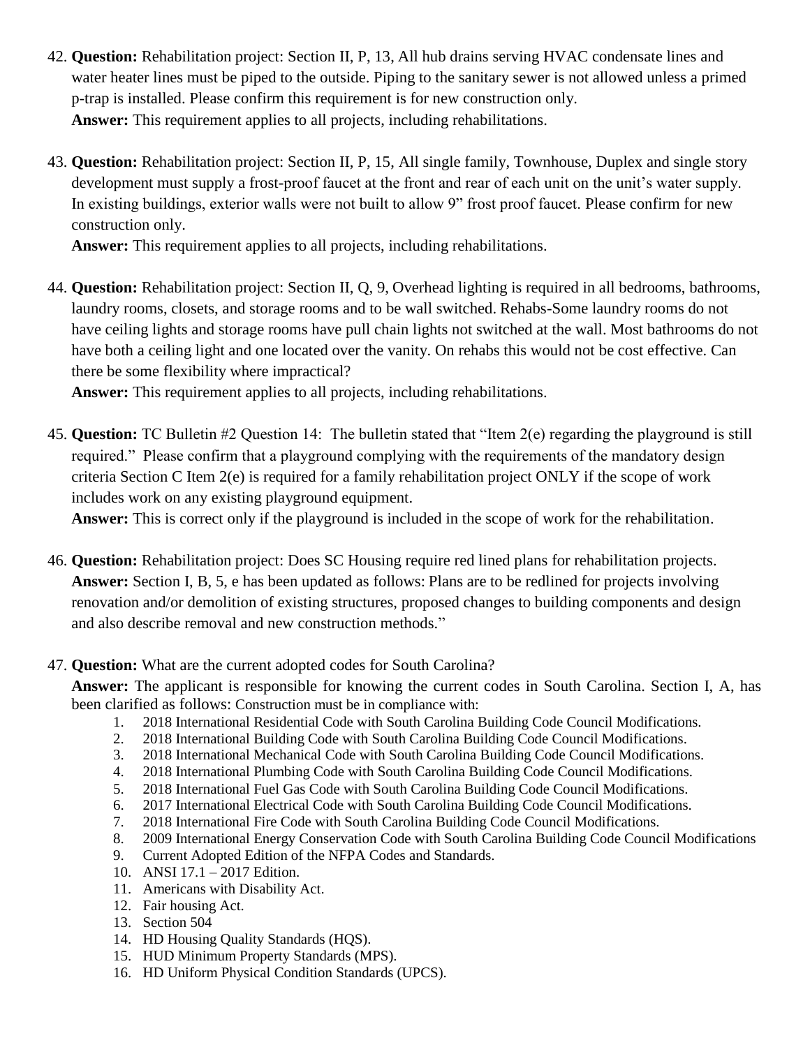42. **Question:** Rehabilitation project: Section II, P, 13, All hub drains serving HVAC condensate lines and water heater lines must be piped to the outside. Piping to the sanitary sewer is not allowed unless a primed p-trap is installed. Please confirm this requirement is for new construction only.
    **Answer:** This requirement applies to all projects, including rehabilitations.

43. **Question:** Rehabilitation project: Section II, P, 15, All single family, Townhouse, Duplex and single story development must supply a frost-proof faucet at the front and rear of each unit on the unit's water supply. In existing buildings, exterior walls were not built to allow 9" frost proof faucet. Please confirm for new construction only.
    **Answer:** This requirement applies to all projects, including rehabilitations.

44. **Question:** Rehabilitation project: Section II, Q, 9, Overhead lighting is required in all bedrooms, bathrooms, laundry rooms, closets, and storage rooms and to be wall switched. Rehabs-Some laundry rooms do not have ceiling lights and storage rooms have pull chain lights not switched at the wall. Most bathrooms do not have both a ceiling light and one located over the vanity. On rehabs this would not be cost effective. Can there be some flexibility where impractical?
    **Answer:** This requirement applies to all projects, including rehabilitations.

45. **Question:** TC Bulletin #2 Question 14: The bulletin stated that "Item 2(e) regarding the playground is still required." Please confirm that a playground complying with the requirements of the mandatory design criteria Section C Item 2(e) is required for a family rehabilitation project ONLY if the scope of work includes work on any existing playground equipment.
    **Answer:** This is correct only if the playground is included in the scope of work for the rehabilitation.

46. **Question:** Rehabilitation project: Does SC Housing require red lined plans for rehabilitation projects.
    **Answer:** Section I, B, 5, e has been updated as follows: Plans are to be redlined for projects involving renovation and/or demolition of existing structures, proposed changes to building components and design and also describe removal and new construction methods."

47. **Question:** What are the current adopted codes for South Carolina?
    **Answer:** The applicant is responsible for knowing the current codes in South Carolina. Section I, A, has been clarified as follows: Construction must be in compliance with:
    1. 2018 International Residential Code with South Carolina Building Code Council Modifications.
    2. 2018 International Building Code with South Carolina Building Code Council Modifications.
    3. 2018 International Mechanical Code with South Carolina Building Code Council Modifications.
    4. 2018 International Plumbing Code with South Carolina Building Code Council Modifications.
    5. 2018 International Fuel Gas Code with South Carolina Building Code Council Modifications.
    6. 2017 International Electrical Code with South Carolina Building Code Council Modifications.
    7. 2018 International Fire Code with South Carolina Building Code Council Modifications.
    8. 2009 International Energy Conservation Code with South Carolina Building Code Council Modifications
    9. Current Adopted Edition of the NFPA Codes and Standards.
    10. ANSI 17.1 – 2017 Edition.
    11. Americans with Disability Act.
    12. Fair housing Act.
    13. Section 504
    14. HD Housing Quality Standards (HQS).
    15. HUD Minimum Property Standards (MPS).
    16. HD Uniform Physical Condition Standards (UPCS).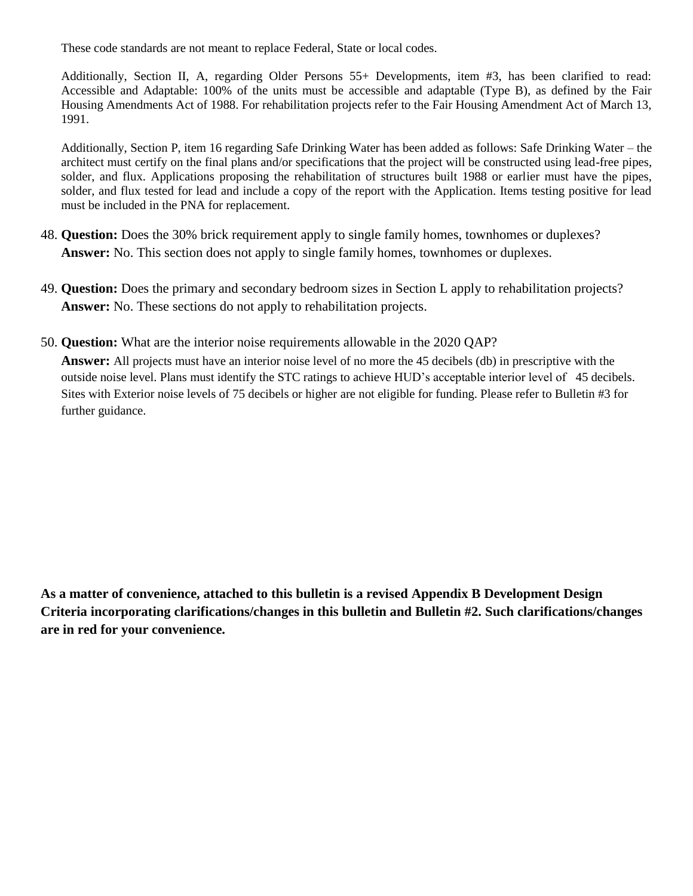These code standards are not meant to replace Federal, State or local codes.

Additionally, Section II, A, regarding Older Persons 55+ Developments, item #3, has been clarified to read: Accessible and Adaptable: 100% of the units must be accessible and adaptable (Type B), as defined by the Fair Housing Amendments Act of 1988. For rehabilitation projects refer to the Fair Housing Amendment Act of March 13, 1991.

Additionally, Section P, item 16 regarding Safe Drinking Water has been added as follows: Safe Drinking Water – the architect must certify on the final plans and/or specifications that the project will be constructed using lead-free pipes, solder, and flux. Applications proposing the rehabilitation of structures built 1988 or earlier must have the pipes, solder, and flux tested for lead and include a copy of the report with the Application. Items testing positive for lead must be included in the PNA for replacement.

48. **Question:** Does the 30% brick requirement apply to single family homes, townhomes or duplexes?
    **Answer:** No. This section does not apply to single family homes, townhomes or duplexes.

49. **Question:** Does the primary and secondary bedroom sizes in Section L apply to rehabilitation projects?
    **Answer:** No. These sections do not apply to rehabilitation projects.

50. **Question:** What are the interior noise requirements allowable in the 2020 QAP?
    **Answer:** All projects must have an interior noise level of no more the 45 decibels (db) in prescriptive with the outside noise level. Plans must identify the STC ratings to achieve HUD's acceptable interior level of 45 decibels. Sites with Exterior noise levels of 75 decibels or higher are not eligible for funding. Please refer to Bulletin #3 for further guidance.

**As a matter of convenience, attached to this bulletin is a revised Appendix B Development Design Criteria incorporating clarifications/changes in this bulletin and Bulletin #2. Such clarifications/changes are in red for your convenience.**